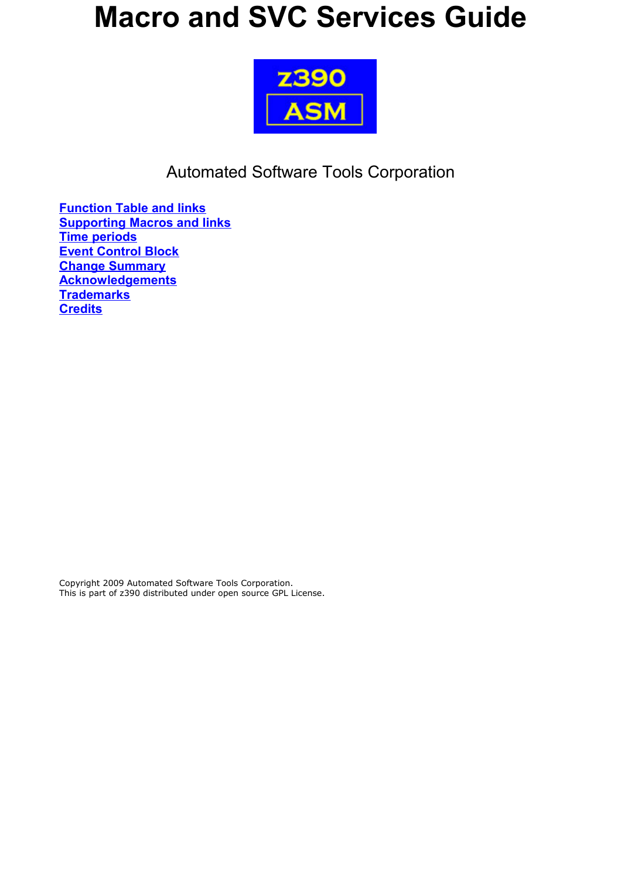# Macro and SVC Services Guide

Automated Software Tools Corporation

**Function Table and links**
**Supporting Macros and links**
**Time periods**
**Event Control Block**
**Change Summary**
**Acknowledgements**
**Trademarks**
**Credits**

Copyright 2009 Automated Software Tools Corporation.
This is part of z390 distributed under open source GPL License.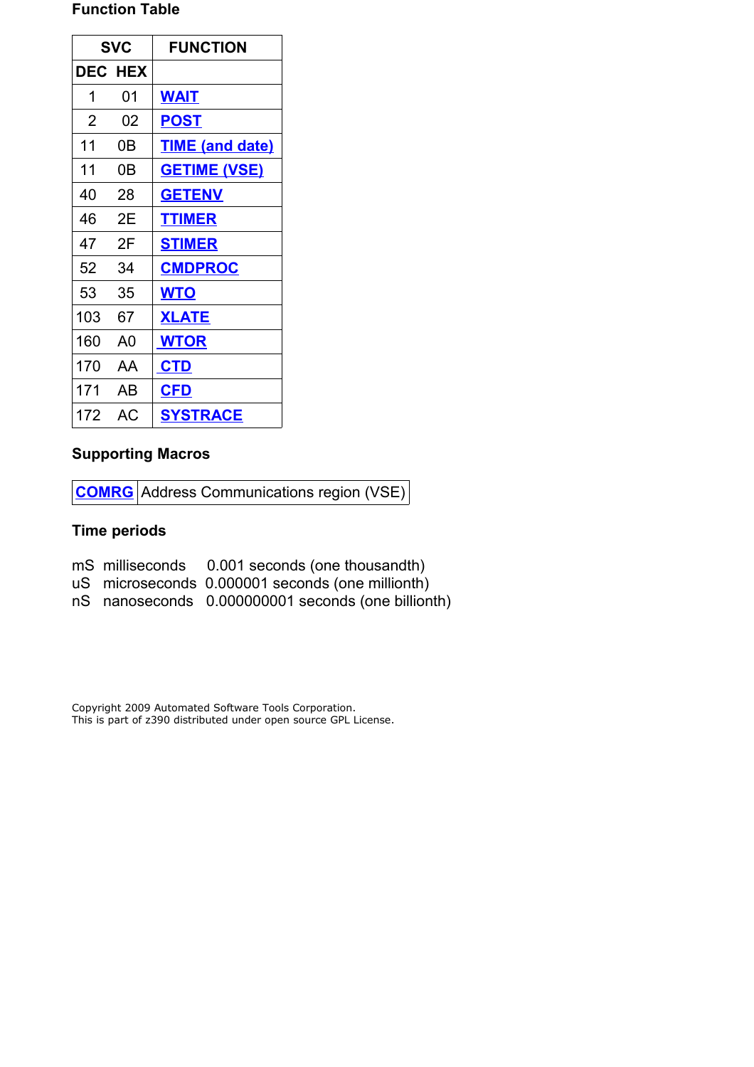## Function Table

| SVC | | FUNCTION |
|---|---|---|
| DEC | HEX | |
| 1 | 01 | WAIT |
| 2 | 02 | POST |
| 11 | 0B | TIME (and date) |
| 11 | 0B | GETIME (VSE) |
| 40 | 28 | GETENV |
| 46 | 2E | TTIMER |
| 47 | 2F | STIMER |
| 52 | 34 | CMDPROC |
| 53 | 35 | WTO |
| 103 | 67 | XLATE |
| 160 | A0 | WTOR |
| 170 | AA | CTD |
| 171 | AB | CFD |
| 172 | AC | SYSTRACE |

## Supporting Macros

| COMRG | Address Communications region (VSE) |
|---|---|

## Time periods

mS milliseconds 0.001 seconds (one thousandth)
uS microseconds 0.000001 seconds (one millionth)
nS nanoseconds 0.000000001 seconds (one billionth)

Copyright 2009 Automated Software Tools Corporation.
This is part of z390 distributed under open source GPL License.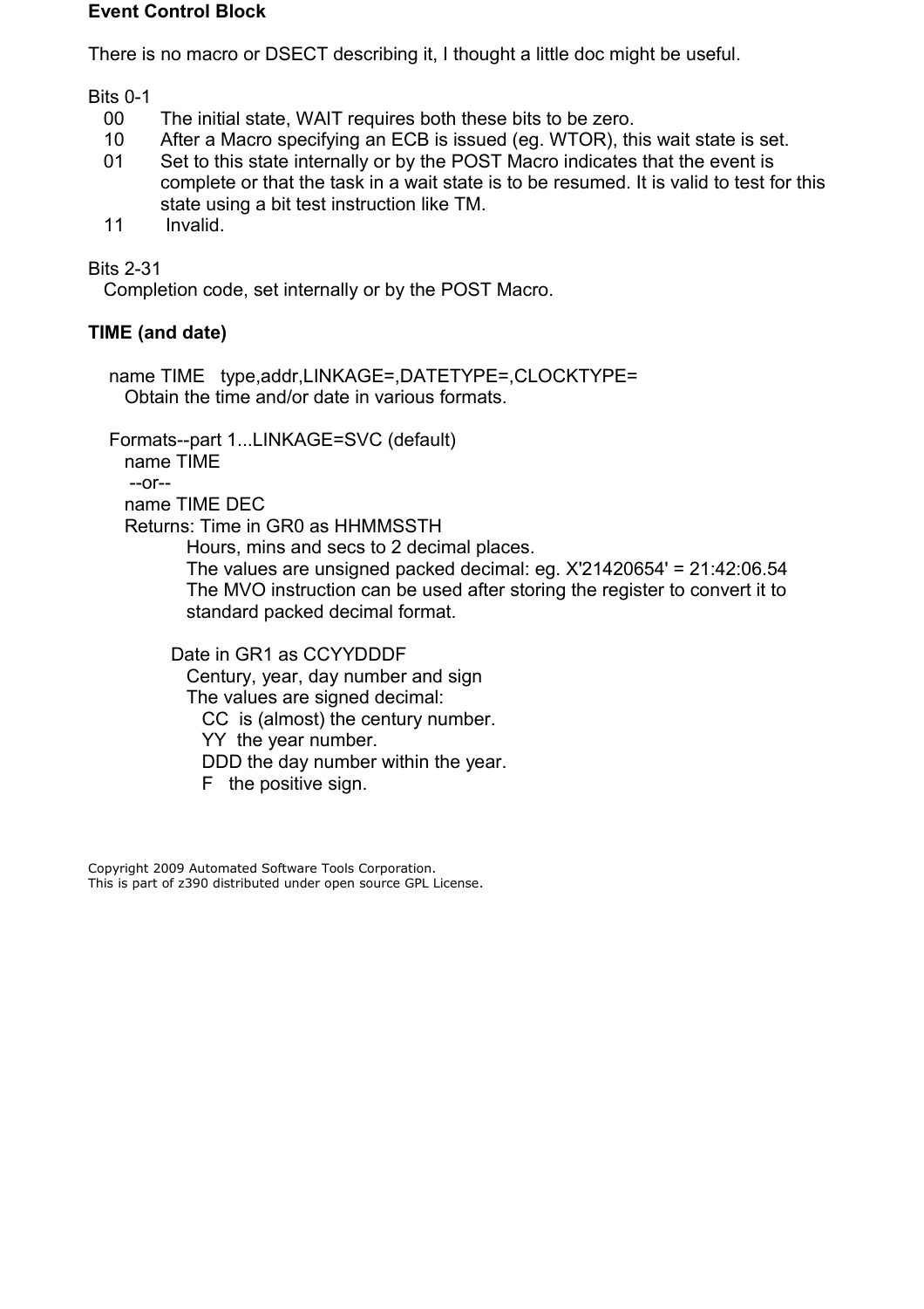**Event Control Block**

There is no macro or DSECT describing it, I thought a little doc might be useful.

Bits 0-1

- 00 The initial state, WAIT requires both these bits to be zero.
- 10 After a Macro specifying an ECB is issued (eg. WTOR), this wait state is set.
- 01 Set to this state internally or by the POST Macro indicates that the event is complete or that the task in a wait state is to be resumed. It is valid to test for this state using a bit test instruction like TM.
- 11 Invalid.

Bits 2-31

Completion code, set internally or by the POST Macro.

**TIME (and date)**

name TIME type,addr,LINKAGE=,DATETYPE=,CLOCKTYPE=

Obtain the time and/or date in various formats.

Formats--part 1...LINKAGE=SVC (default)

name TIME
--or--
name TIME DEC

Returns: Time in GR0 as HHMMSSTH

Hours, mins and secs to 2 decimal places.
The values are unsigned packed decimal: eg. X'21420654' = 21:42:06.54
The MVO instruction can be used after storing the register to convert it to standard packed decimal format.

Date in GR1 as CCYYDDDF

Century, year, day number and sign
The values are signed decimal:

- CC is (almost) the century number.
- YY the year number.
- DDD the day number within the year.
- F the positive sign.

Copyright 2009 Automated Software Tools Corporation.
This is part of z390 distributed under open source GPL License.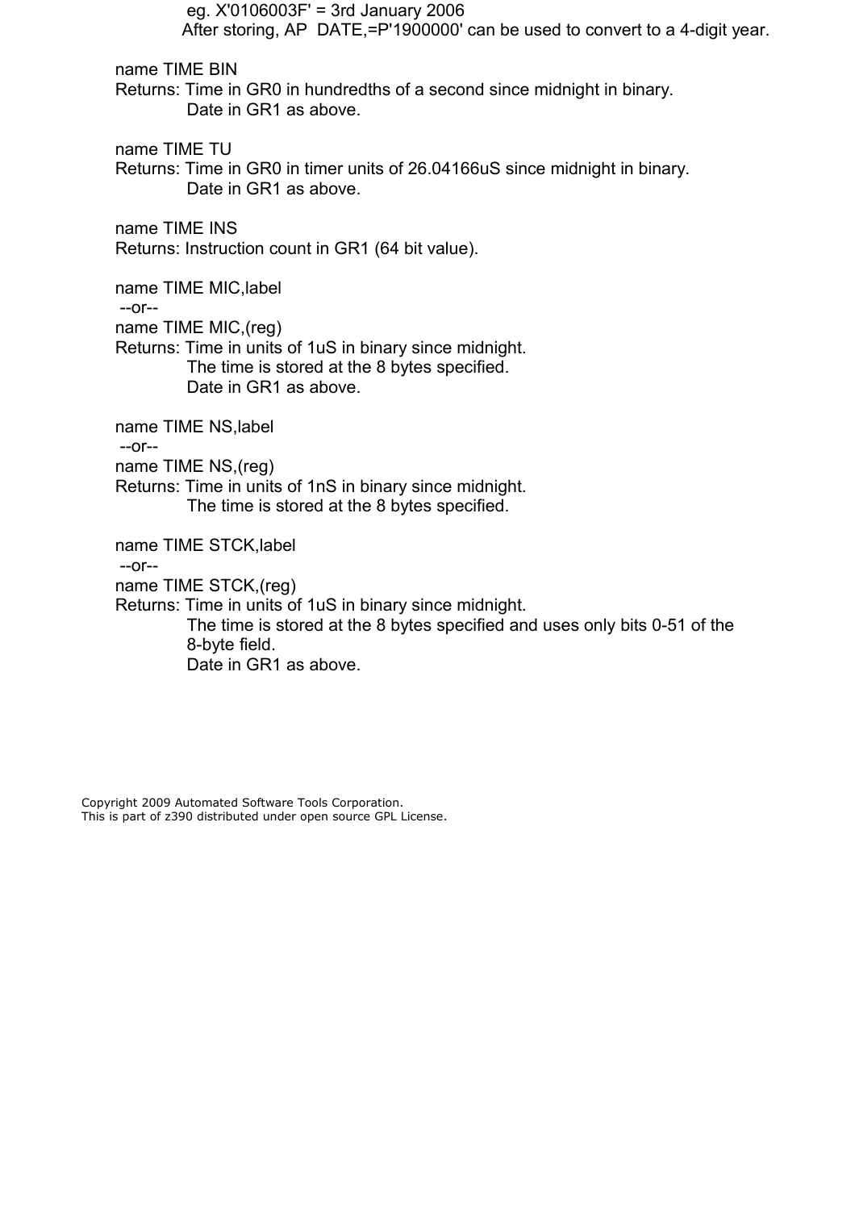eg. X'0106003F' = 3rd January 2006
After storing, AP  DATE,=P'1900000' can be used to convert to a 4-digit year.

name TIME BIN
Returns: Time in GR0 in hundredths of a second since midnight in binary.
Date in GR1 as above.

name TIME TU
Returns: Time in GR0 in timer units of 26.04166uS since midnight in binary.
Date in GR1 as above.

name TIME INS
Returns: Instruction count in GR1 (64 bit value).

name TIME MIC,label
--or--
name TIME MIC,(reg)
Returns: Time in units of 1uS in binary since midnight.
The time is stored at the 8 bytes specified.
Date in GR1 as above.

name TIME NS,label
--or--
name TIME NS,(reg)
Returns: Time in units of 1nS in binary since midnight.
The time is stored at the 8 bytes specified.

name TIME STCK,label
--or--
name TIME STCK,(reg)
Returns: Time in units of 1uS in binary since midnight.
The time is stored at the 8 bytes specified and uses only bits 0-51 of the 8-byte field.
Date in GR1 as above.

Copyright 2009 Automated Software Tools Corporation.
This is part of z390 distributed under open source GPL License.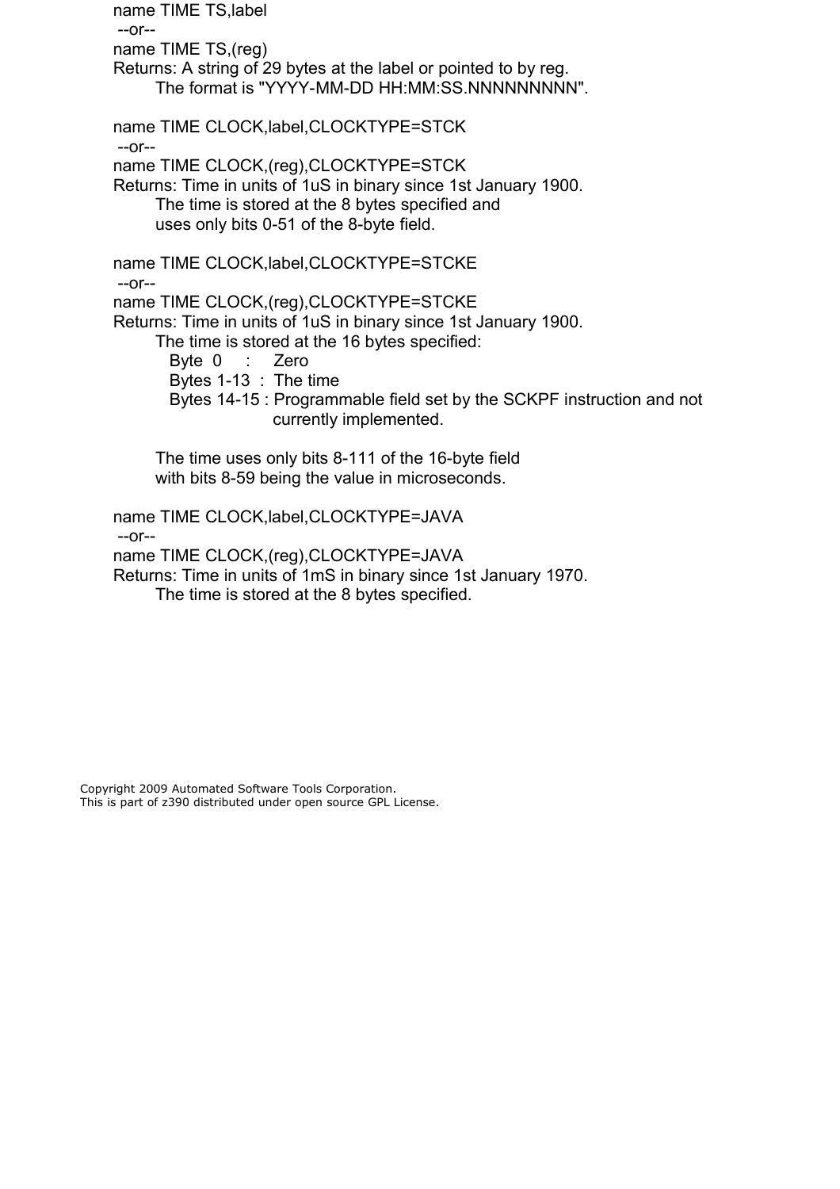name TIME TS,label
--or--
name TIME TS,(reg)
Returns: A string of 29 bytes at the label or pointed to by reg.
The format is "YYYY-MM-DD HH:MM:SS.NNNNNNNNN".

name TIME CLOCK,label,CLOCKTYPE=STCK
--or--
name TIME CLOCK,(reg),CLOCKTYPE=STCK
Returns: Time in units of 1uS in binary since 1st January 1900.
The time is stored at the 8 bytes specified and
uses only bits 0-51 of the 8-byte field.

name TIME CLOCK,label,CLOCKTYPE=STCKE
--or--
name TIME CLOCK,(reg),CLOCKTYPE=STCKE
Returns: Time in units of 1uS in binary since 1st January 1900.
The time is stored at the 16 bytes specified:

- Byte 0 : Zero
- Bytes 1-13 : The time
- Bytes 14-15 : Programmable field set by the SCKPF instruction and not currently implemented.

The time uses only bits 8-111 of the 16-byte field
with bits 8-59 being the value in microseconds.

name TIME CLOCK,label,CLOCKTYPE=JAVA
--or--
name TIME CLOCK,(reg),CLOCKTYPE=JAVA
Returns: Time in units of 1mS in binary since 1st January 1970.
The time is stored at the 8 bytes specified.

Copyright 2009 Automated Software Tools Corporation.
This is part of z390 distributed under open source GPL License.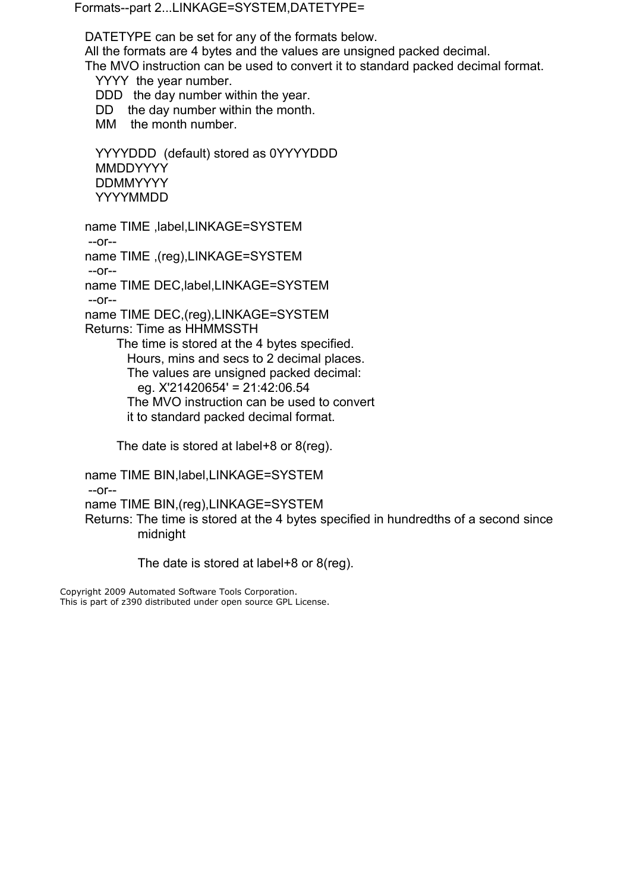Formats--part 2...LINKAGE=SYSTEM,DATETYPE=

DATETYPE can be set for any of the formats below.
All the formats are 4 bytes and the values are unsigned packed decimal.
The MVO instruction can be used to convert it to standard packed decimal format.

- YYYY the year number.
- DDD the day number within the year.
- DD the day number within the month.
- MM the month number.

```
YYYYDDD  (default) stored as 0YYYYDDD
MMDDYYYY
DDMMYYYY
YYYYMMDD
```

```
name TIME ,label,LINKAGE=SYSTEM
 --or--
name TIME ,(reg),LINKAGE=SYSTEM
 --or--
name TIME DEC,label,LINKAGE=SYSTEM
 --or--
name TIME DEC,(reg),LINKAGE=SYSTEM
```

Returns: Time as HHMMSSTH

The time is stored at the 4 bytes specified.
Hours, mins and secs to 2 decimal places.
The values are unsigned packed decimal:
eg. X'21420654' = 21:42:06.54
The MVO instruction can be used to convert it to standard packed decimal format.

The date is stored at label+8 or 8(reg).

```
name TIME BIN,label,LINKAGE=SYSTEM
 --or--
name TIME BIN,(reg),LINKAGE=SYSTEM
```

Returns: The time is stored at the 4 bytes specified in hundredths of a second since midnight

The date is stored at label+8 or 8(reg).

Copyright 2009 Automated Software Tools Corporation.
This is part of z390 distributed under open source GPL License.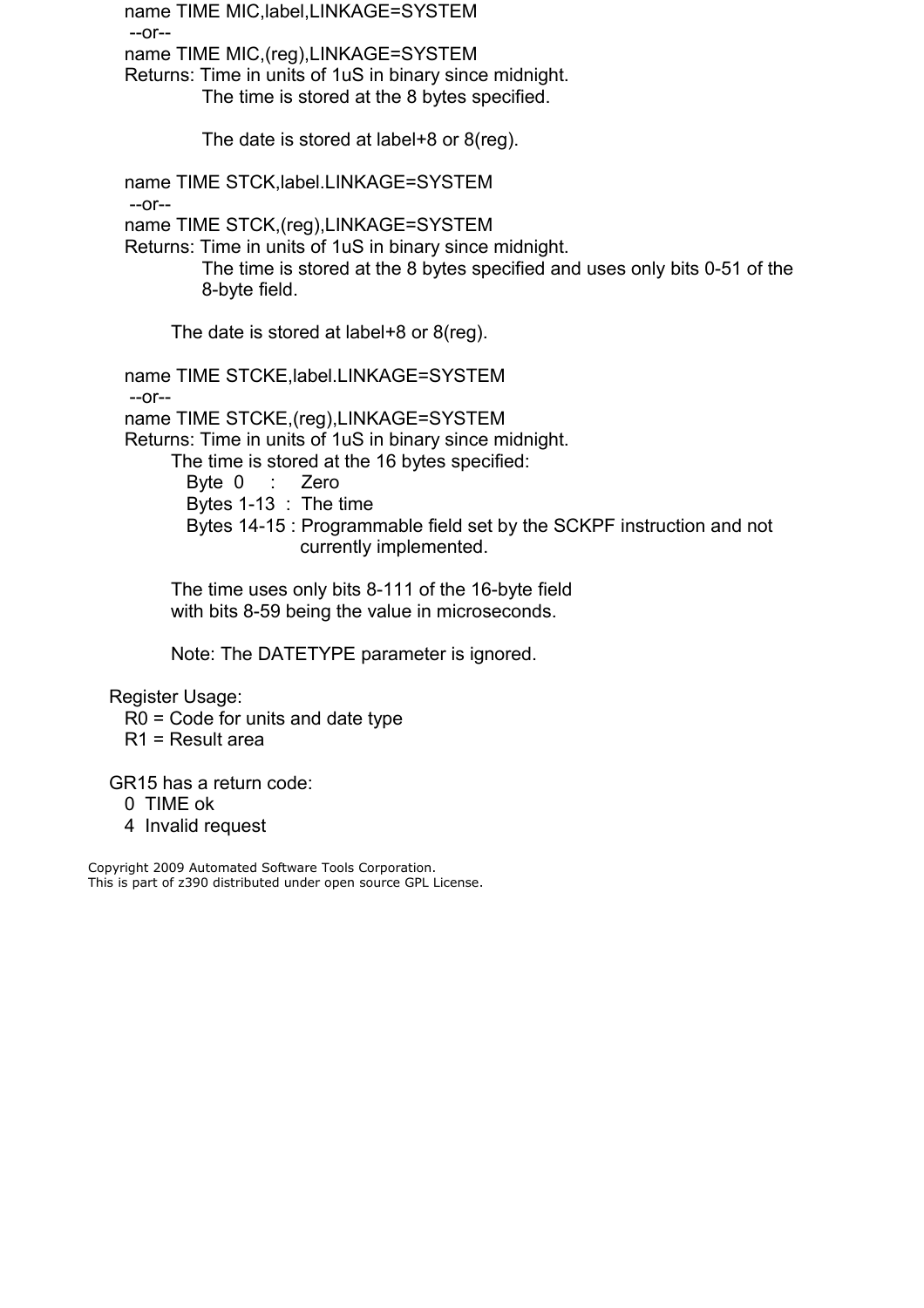name TIME MIC,label,LINKAGE=SYSTEM
--or--
name TIME MIC,(reg),LINKAGE=SYSTEM
Returns: Time in units of 1uS in binary since midnight.
The time is stored at the 8 bytes specified.

The date is stored at label+8 or 8(reg).

name TIME STCK,label.LINKAGE=SYSTEM
--or--
name TIME STCK,(reg),LINKAGE=SYSTEM
Returns: Time in units of 1uS in binary since midnight.
The time is stored at the 8 bytes specified and uses only bits 0-51 of the 8-byte field.

The date is stored at label+8 or 8(reg).

name TIME STCKE,label.LINKAGE=SYSTEM
--or--
name TIME STCKE,(reg),LINKAGE=SYSTEM
Returns: Time in units of 1uS in binary since midnight.
The time is stored at the 16 bytes specified:

```
Byte  0     :   Zero
Bytes 1-13  :  The time
Bytes 14-15 : Programmable field set by the SCKPF instruction and not
              currently implemented.
```

The time uses only bits 8-111 of the 16-byte field with bits 8-59 being the value in microseconds.

Note: The DATETYPE parameter is ignored.

Register Usage:
R0 = Code for units and date type
R1 = Result area

GR15 has a return code:
0 TIME ok
4 Invalid request

Copyright 2009 Automated Software Tools Corporation.
This is part of z390 distributed under open source GPL License.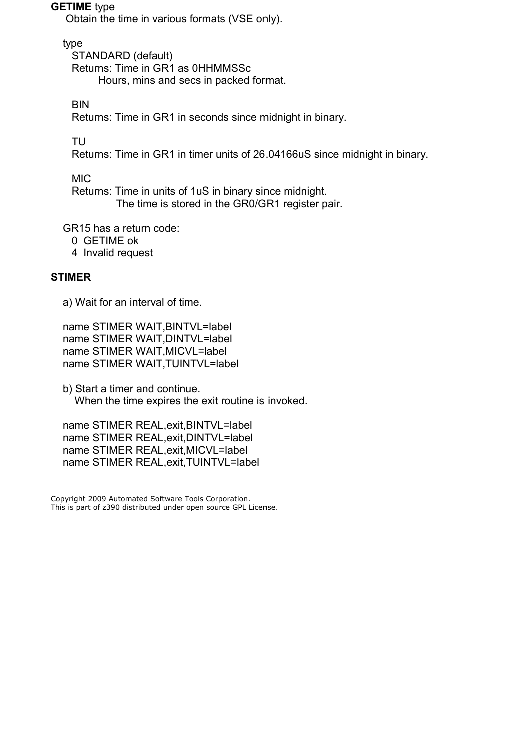**GETIME** type

Obtain the time in various formats (VSE only).

type

STANDARD (default)
Returns: Time in GR1 as 0HHMMSSc
Hours, mins and secs in packed format.

BIN
Returns: Time in GR1 in seconds since midnight in binary.

TU
Returns: Time in GR1 in timer units of 26.04166uS since midnight in binary.

MIC
Returns: Time in units of 1uS in binary since midnight.
The time is stored in the GR0/GR1 register pair.

GR15 has a return code:
0 GETIME ok
4 Invalid request

**STIMER**

a) Wait for an interval of time.

```
name STIMER WAIT,BINTVL=label
name STIMER WAIT,DINTVL=label
name STIMER WAIT,MICVL=label
name STIMER WAIT,TUINTVL=label
```

b) Start a timer and continue.
When the time expires the exit routine is invoked.

```
name STIMER REAL,exit,BINTVL=label
name STIMER REAL,exit,DINTVL=label
name STIMER REAL,exit,MICVL=label
name STIMER REAL,exit,TUINTVL=label
```

Copyright 2009 Automated Software Tools Corporation.
This is part of z390 distributed under open source GPL License.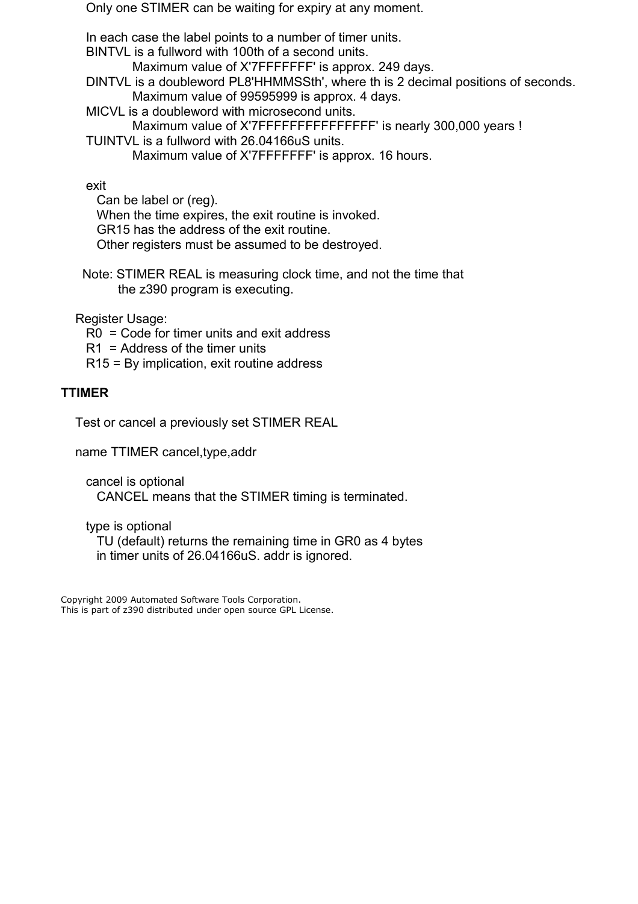Only one STIMER can be waiting for expiry at any moment.

In each case the label points to a number of timer units.

BINTVL is a fullword with 100th of a second units.
 Maximum value of X'7FFFFFFF' is approx. 249 days.

DINTVL is a doubleword PL8'HHMMSSth', where th is 2 decimal positions of seconds.
 Maximum value of 99595999 is approx. 4 days.

MICVL is a doubleword with microsecond units.
 Maximum value of X'7FFFFFFFFFFFFFFF' is nearly 300,000 years !

TUINTVL is a fullword with 26.04166uS units.
 Maximum value of X'7FFFFFFF' is approx. 16 hours.

exit
 Can be label or (reg).
 When the time expires, the exit routine is invoked.
 GR15 has the address of the exit routine.
 Other registers must be assumed to be destroyed.

Note: STIMER REAL is measuring clock time, and not the time that the z390 program is executing.

Register Usage:
- R0 = Code for timer units and exit address
- R1 = Address of the timer units
- R15 = By implication, exit routine address

**TTIMER**

Test or cancel a previously set STIMER REAL

name TTIMER cancel,type,addr

cancel is optional
 CANCEL means that the STIMER timing is terminated.

type is optional
 TU (default) returns the remaining time in GR0 as 4 bytes in timer units of 26.04166uS. addr is ignored.

Copyright 2009 Automated Software Tools Corporation.
This is part of z390 distributed under open source GPL License.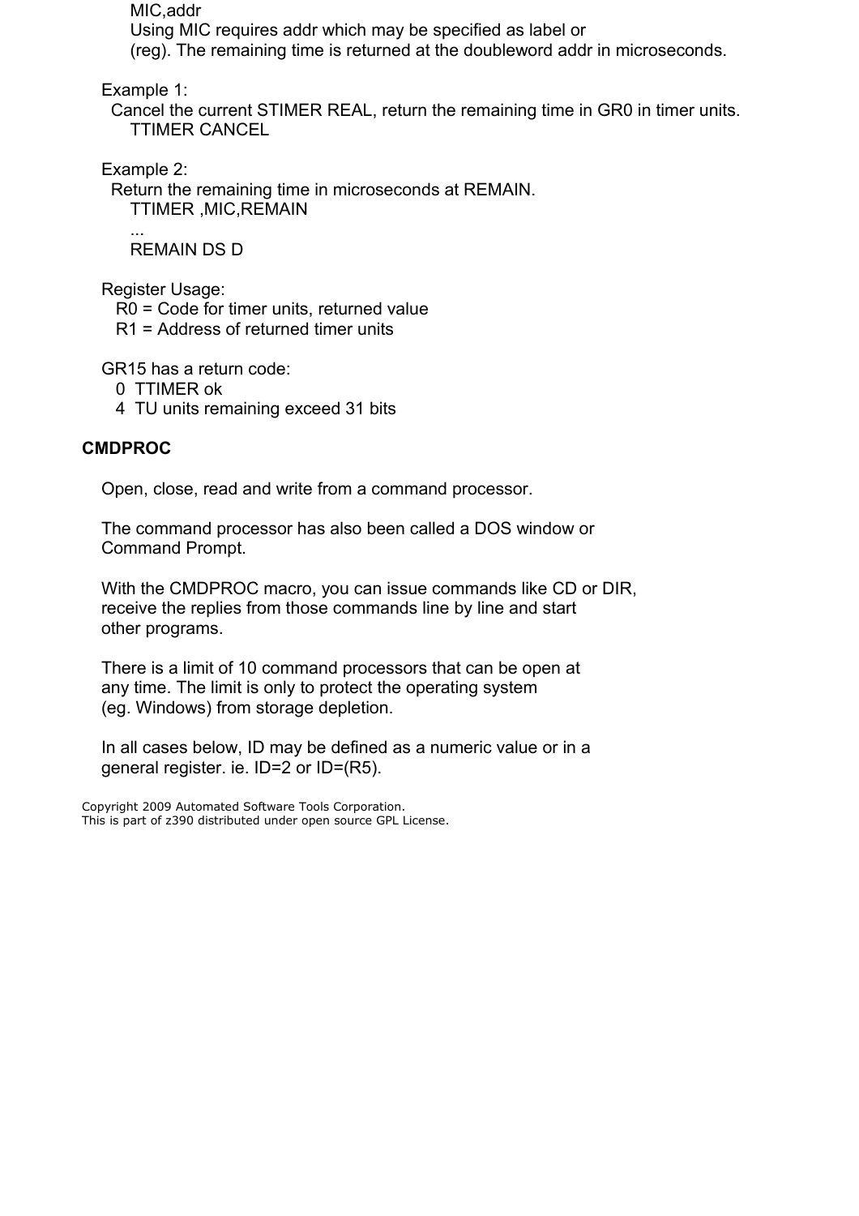MIC,addr
Using MIC requires addr which may be specified as label or
(reg). The remaining time is returned at the doubleword addr in microseconds.

Example 1:
Cancel the current STIMER REAL, return the remaining time in GR0 in timer units.

```
TTIMER CANCEL
```

Example 2:
Return the remaining time in microseconds at REMAIN.

```
TTIMER ,MIC,REMAIN
...
REMAIN DS D
```

Register Usage:
R0 = Code for timer units, returned value
R1 = Address of returned timer units

GR15 has a return code:
0 TTIMER ok
4 TU units remaining exceed 31 bits

**CMDPROC**

Open, close, read and write from a command processor.

The command processor has also been called a DOS window or
Command Prompt.

With the CMDPROC macro, you can issue commands like CD or DIR,
receive the replies from those commands line by line and start
other programs.

There is a limit of 10 command processors that can be open at
any time. The limit is only to protect the operating system
(eg. Windows) from storage depletion.

In all cases below, ID may be defined as a numeric value or in a
general register. ie. ID=2 or ID=(R5).

Copyright 2009 Automated Software Tools Corporation.
This is part of z390 distributed under open source GPL License.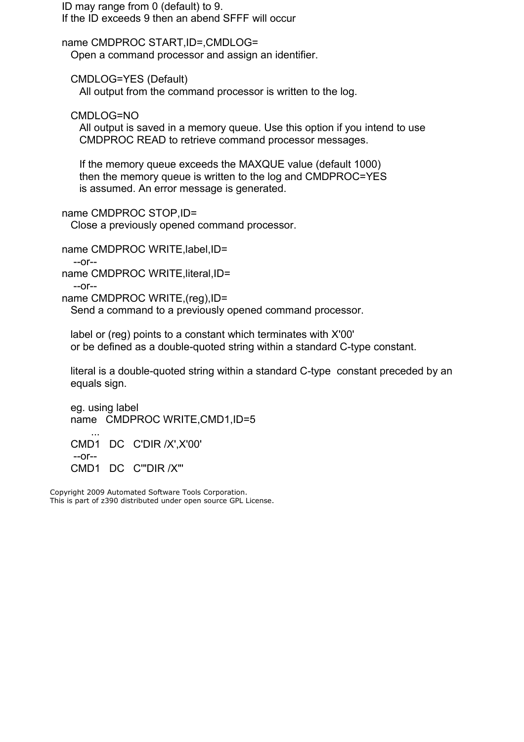ID may range from 0 (default) to 9.
If the ID exceeds 9 then an abend SFFF will occur

name CMDPROC START,ID=,CMDLOG=
Open a command processor and assign an identifier.

CMDLOG=YES (Default)
All output from the command processor is written to the log.

CMDLOG=NO
All output is saved in a memory queue. Use this option if you intend to use CMDPROC READ to retrieve command processor messages.

If the memory queue exceeds the MAXQUE value (default 1000) then the memory queue is written to the log and CMDPROC=YES is assumed. An error message is generated.

name CMDPROC STOP,ID=
Close a previously opened command processor.

name CMDPROC WRITE,label,ID=
--or--
name CMDPROC WRITE,literal,ID=
--or--
name CMDPROC WRITE,(reg),ID=
Send a command to a previously opened command processor.

label or (reg) points to a constant which terminates with X'00' or be defined as a double-quoted string within a standard C-type constant.

literal is a double-quoted string within a standard C-type constant preceded by an equals sign.

eg. using label

```
name   CMDPROC WRITE,CMD1,ID=5
       ...
CMD1   DC   C'DIR /X',X'00'
 --or--
CMD1   DC   C'"DIR /X"'
```

Copyright 2009 Automated Software Tools Corporation.
This is part of z390 distributed under open source GPL License.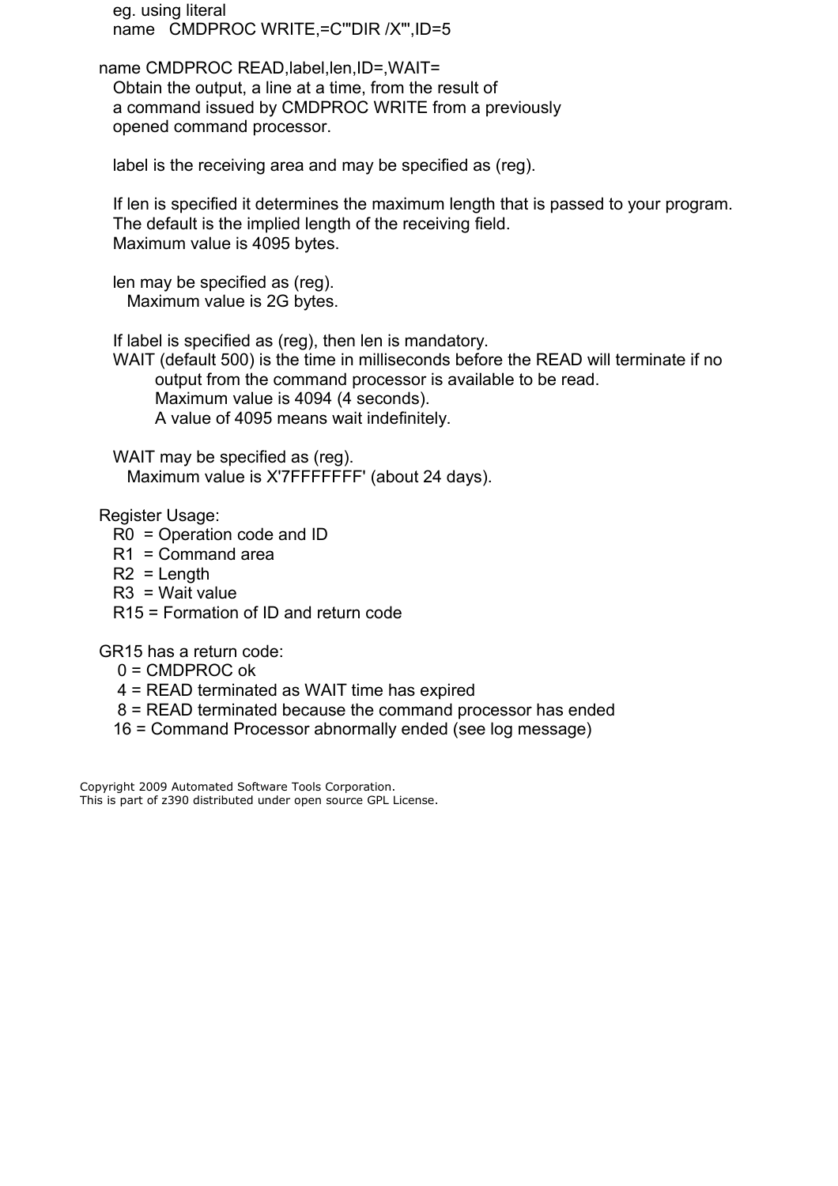eg. using literal
name   CMDPROC WRITE,=C'"DIR /X"',ID=5

name CMDPROC READ,label,len,ID=,WAIT=

Obtain the output, a line at a time, from the result of a command issued by CMDPROC WRITE from a previously opened command processor.

label is the receiving area and may be specified as (reg).

If len is specified it determines the maximum length that is passed to your program.
The default is the implied length of the receiving field.
Maximum value is 4095 bytes.

len may be specified as (reg).
Maximum value is 2G bytes.

If label is specified as (reg), then len is mandatory.

WAIT (default 500) is the time in milliseconds before the READ will terminate if no output from the command processor is available to be read.
Maximum value is 4094 (4 seconds).
A value of 4095 means wait indefinitely.

WAIT may be specified as (reg).
Maximum value is X'7FFFFFFF' (about 24 days).

Register Usage:

- R0  = Operation code and ID
- R1  = Command area
- R2  = Length
- R3  = Wait value
- R15 = Formation of ID and return code

GR15 has a return code:

- 0 = CMDPROC ok
- 4 = READ terminated as WAIT time has expired
- 8 = READ terminated because the command processor has ended
- 16 = Command Processor abnormally ended (see log message)

Copyright 2009 Automated Software Tools Corporation.
This is part of z390 distributed under open source GPL License.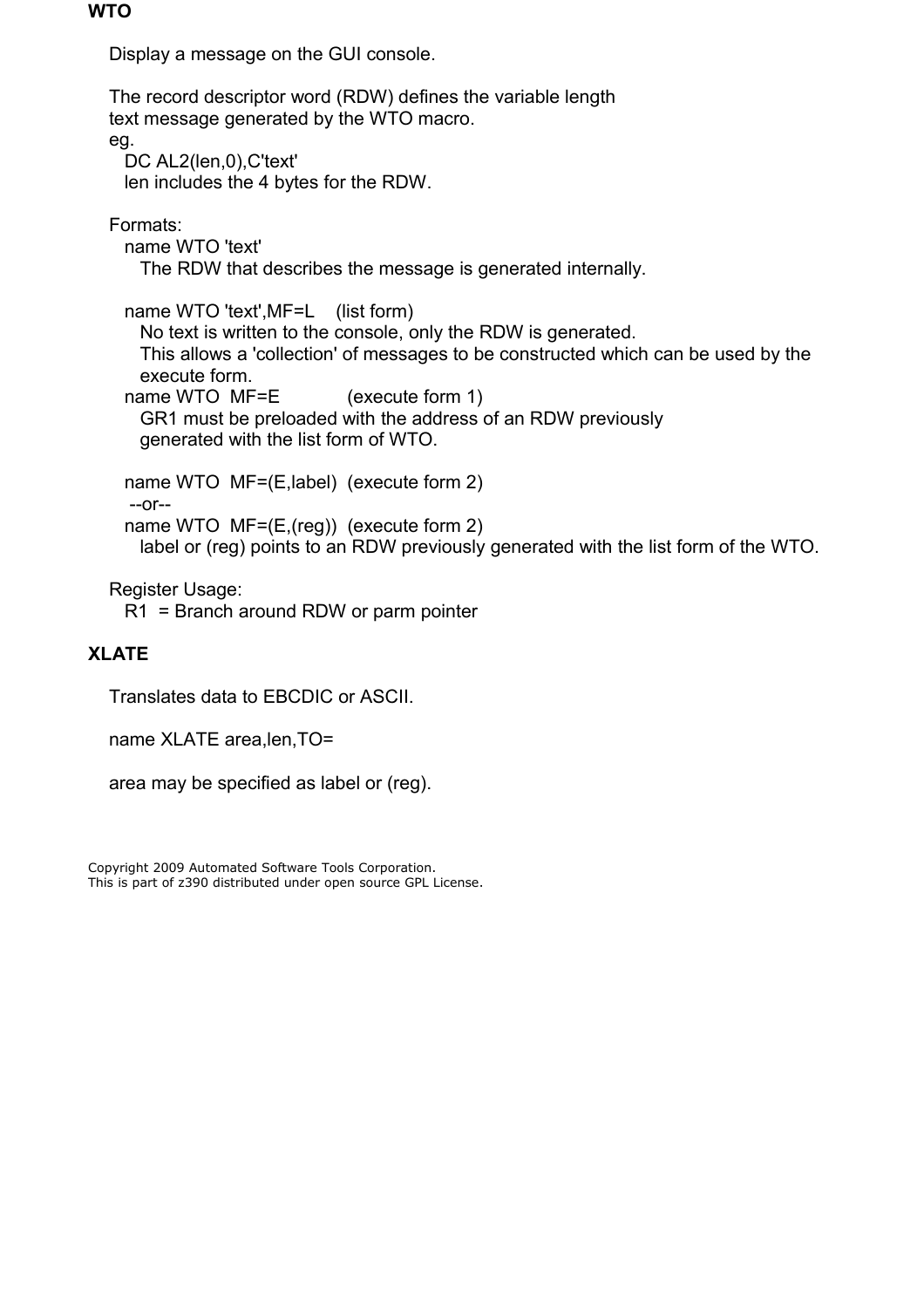## WTO

Display a message on the GUI console.

The record descriptor word (RDW) defines the variable length text message generated by the WTO macro.
eg.

```
DC AL2(len,0),C'text'
```

len includes the 4 bytes for the RDW.

Formats:

name WTO 'text'
  The RDW that describes the message is generated internally.

name WTO 'text',MF=L    (list form)
  No text is written to the console, only the RDW is generated.
  This allows a 'collection' of messages to be constructed which can be used by the execute form.

name WTO  MF=E          (execute form 1)
  GR1 must be preloaded with the address of an RDW previously generated with the list form of WTO.

name WTO  MF=(E,label)  (execute form 2)
 --or--
name WTO  MF=(E,(reg))  (execute form 2)
  label or (reg) points to an RDW previously generated with the list form of the WTO.

Register Usage:
  R1  = Branch around RDW or parm pointer

## XLATE

Translates data to EBCDIC or ASCII.

name XLATE area,len,TO=

area may be specified as label or (reg).

Copyright 2009 Automated Software Tools Corporation.
This is part of z390 distributed under open source GPL License.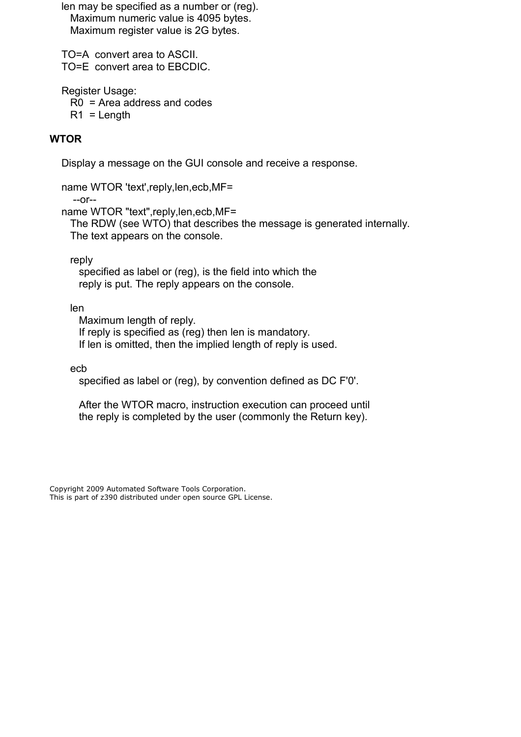len may be specified as a number or (reg).
Maximum numeric value is 4095 bytes.
Maximum register value is 2G bytes.

TO=A convert area to ASCII.
TO=E convert area to EBCDIC.

Register Usage:
R0 = Area address and codes
R1 = Length

**WTOR**

Display a message on the GUI console and receive a response.

name WTOR 'text',reply,len,ecb,MF=
--or--
name WTOR "text",reply,len,ecb,MF=
The RDW (see WTO) that describes the message is generated internally.
The text appears on the console.

reply
specified as label or (reg), is the field into which the
reply is put. The reply appears on the console.

len
Maximum length of reply.
If reply is specified as (reg) then len is mandatory.
If len is omitted, then the implied length of reply is used.

ecb
specified as label or (reg), by convention defined as DC F'0'.

After the WTOR macro, instruction execution can proceed until
the reply is completed by the user (commonly the Return key).

Copyright 2009 Automated Software Tools Corporation.
This is part of z390 distributed under open source GPL License.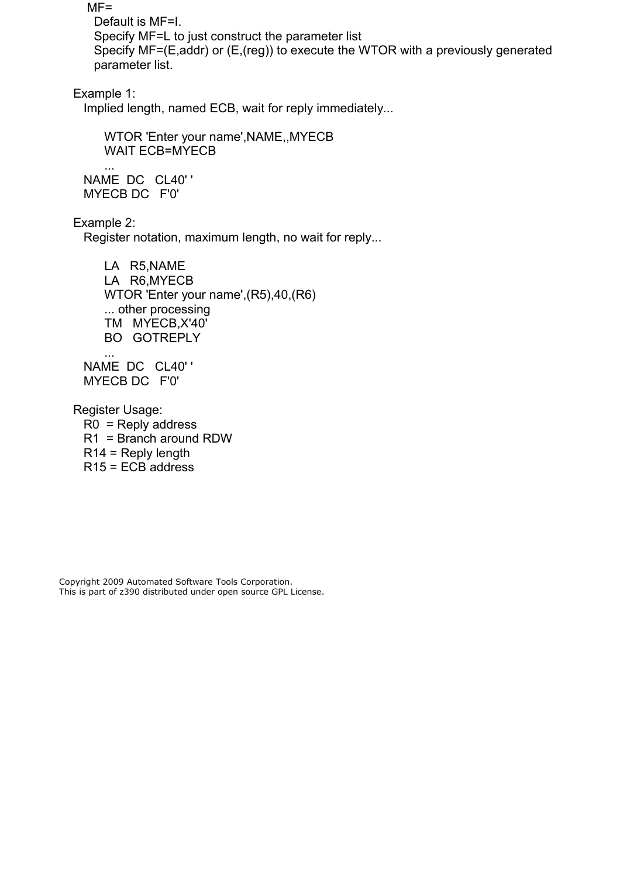MF=

Default is MF=I.

Specify MF=L to just construct the parameter list

Specify MF=(E,addr) or (E,(reg)) to execute the WTOR with a previously generated parameter list.

Example 1:

Implied length, named ECB, wait for reply immediately...

```
     WTOR 'Enter your name',NAME,,MYECB
     WAIT ECB=MYECB
     ...
NAME  DC   CL40' '
MYECB DC   F'0'
```

Example 2:

Register notation, maximum length, no wait for reply...

```
     LA   R5,NAME
     LA   R6,MYECB
     WTOR 'Enter your name',(R5),40,(R6)
     ... other processing
     TM   MYECB,X'40'
     BO   GOTREPLY
     ...
NAME  DC   CL40' '
MYECB DC   F'0'
```

Register Usage:

R0  = Reply address
R1  = Branch around RDW
R14 = Reply length
R15 = ECB address

Copyright 2009 Automated Software Tools Corporation.
This is part of z390 distributed under open source GPL License.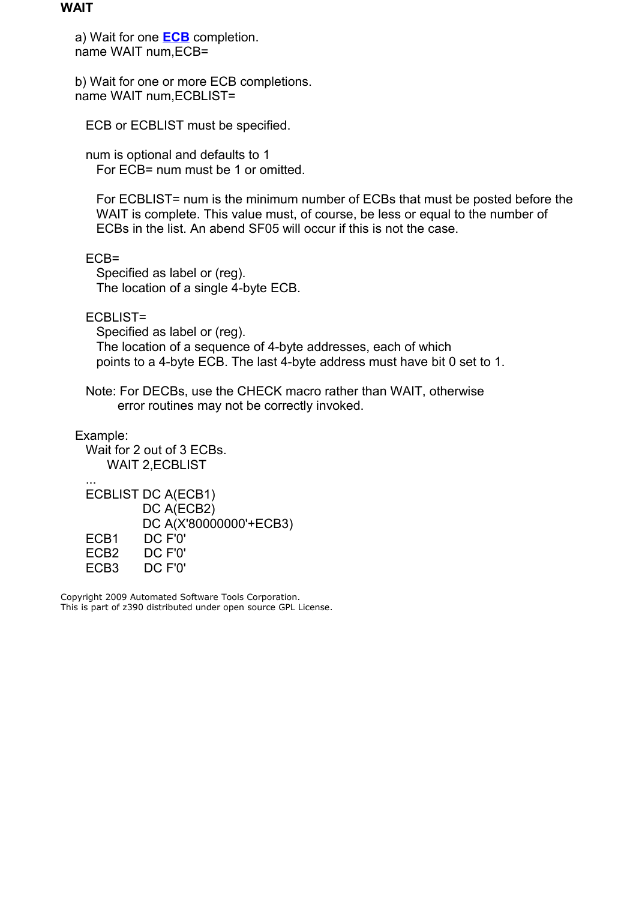**WAIT**

a) Wait for one **ECB** completion.
name WAIT num,ECB=

b) Wait for one or more ECB completions.
name WAIT num,ECBLIST=

ECB or ECBLIST must be specified.

num is optional and defaults to 1
For ECB= num must be 1 or omitted.

For ECBLIST= num is the minimum number of ECBs that must be posted before the WAIT is complete. This value must, of course, be less or equal to the number of ECBs in the list. An abend SF05 will occur if this is not the case.

ECB=
Specified as label or (reg).
The location of a single 4-byte ECB.

ECBLIST=
Specified as label or (reg).
The location of a sequence of 4-byte addresses, each of which points to a 4-byte ECB. The last 4-byte address must have bit 0 set to 1.

Note: For DECBs, use the CHECK macro rather than WAIT, otherwise error routines may not be correctly invoked.

Example:
Wait for 2 out of 3 ECBs.

```
    WAIT 2,ECBLIST
...
ECBLIST DC A(ECB1)
        DC A(ECB2)
        DC A(X'80000000'+ECB3)
ECB1    DC F'0'
ECB2    DC F'0'
ECB3    DC F'0'
```

Copyright 2009 Automated Software Tools Corporation.
This is part of z390 distributed under open source GPL License.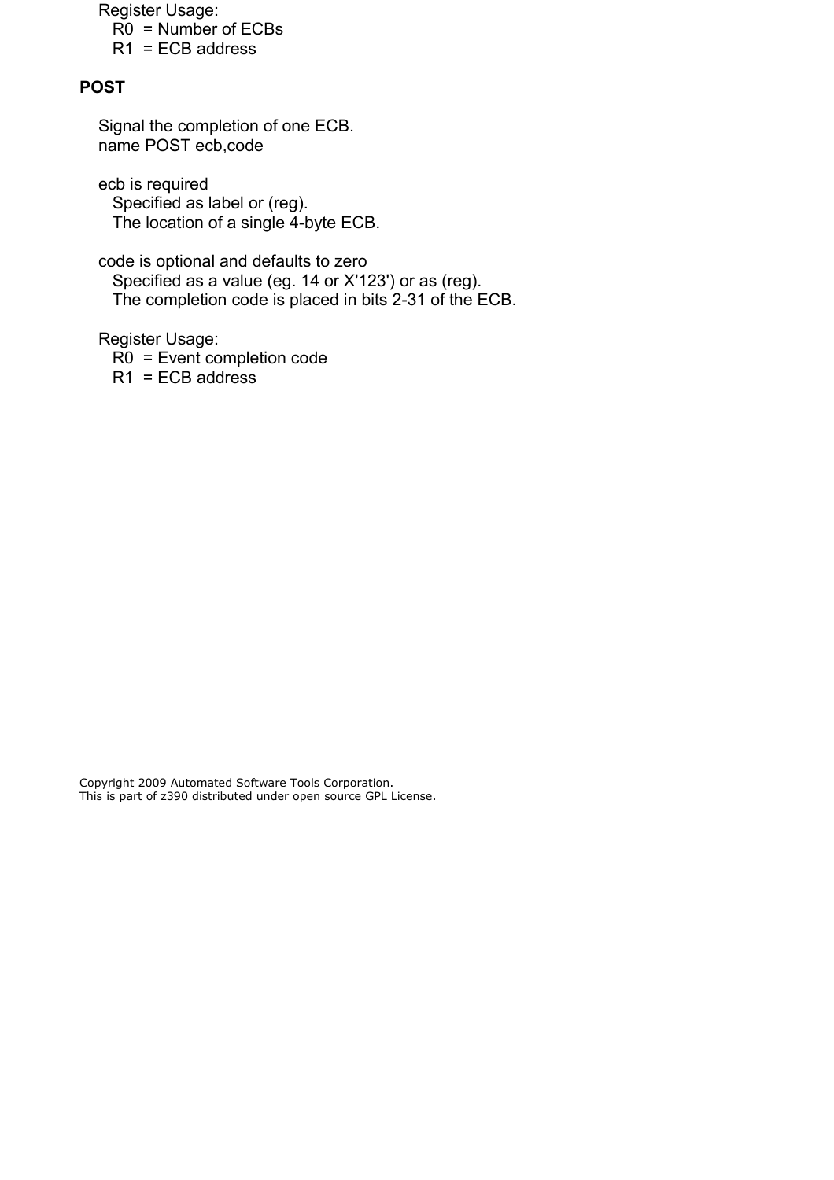Register Usage:
- R0 = Number of ECBs
- R1 = ECB address

## POST

Signal the completion of one ECB.
name POST ecb,code

ecb is required
- Specified as label or (reg).
- The location of a single 4-byte ECB.

code is optional and defaults to zero
- Specified as a value (eg. 14 or X'123') or as (reg).
- The completion code is placed in bits 2-31 of the ECB.

Register Usage:
- R0 = Event completion code
- R1 = ECB address

Copyright 2009 Automated Software Tools Corporation.
This is part of z390 distributed under open source GPL License.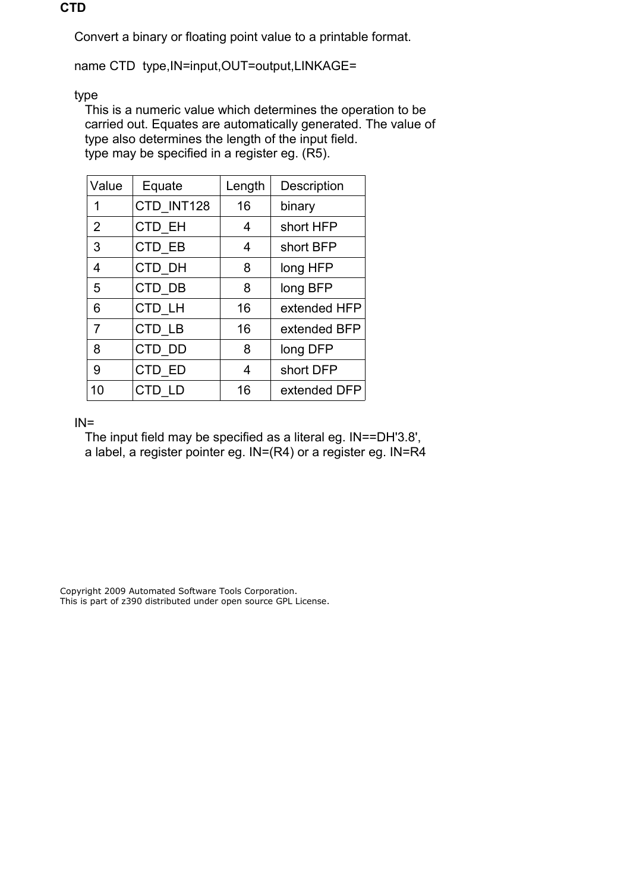**CTD**

Convert a binary or floating point value to a printable format.

name CTD type,IN=input,OUT=output,LINKAGE=

type

This is a numeric value which determines the operation to be carried out. Equates are automatically generated. The value of type also determines the length of the input field.
type may be specified in a register eg. (R5).

| Value | Equate | Length | Description |
|---|---|---|---|
| 1 | CTD_INT128 | 16 | binary |
| 2 | CTD_EH | 4 | short HFP |
| 3 | CTD_EB | 4 | short BFP |
| 4 | CTD_DH | 8 | long HFP |
| 5 | CTD_DB | 8 | long BFP |
| 6 | CTD_LH | 16 | extended HFP |
| 7 | CTD_LB | 16 | extended BFP |
| 8 | CTD_DD | 8 | long DFP |
| 9 | CTD_ED | 4 | short DFP |
| 10 | CTD_LD | 16 | extended DFP |

IN=

The input field may be specified as a literal eg. IN==DH'3.8', a label, a register pointer eg. IN=(R4) or a register eg. IN=R4

Copyright 2009 Automated Software Tools Corporation.
This is part of z390 distributed under open source GPL License.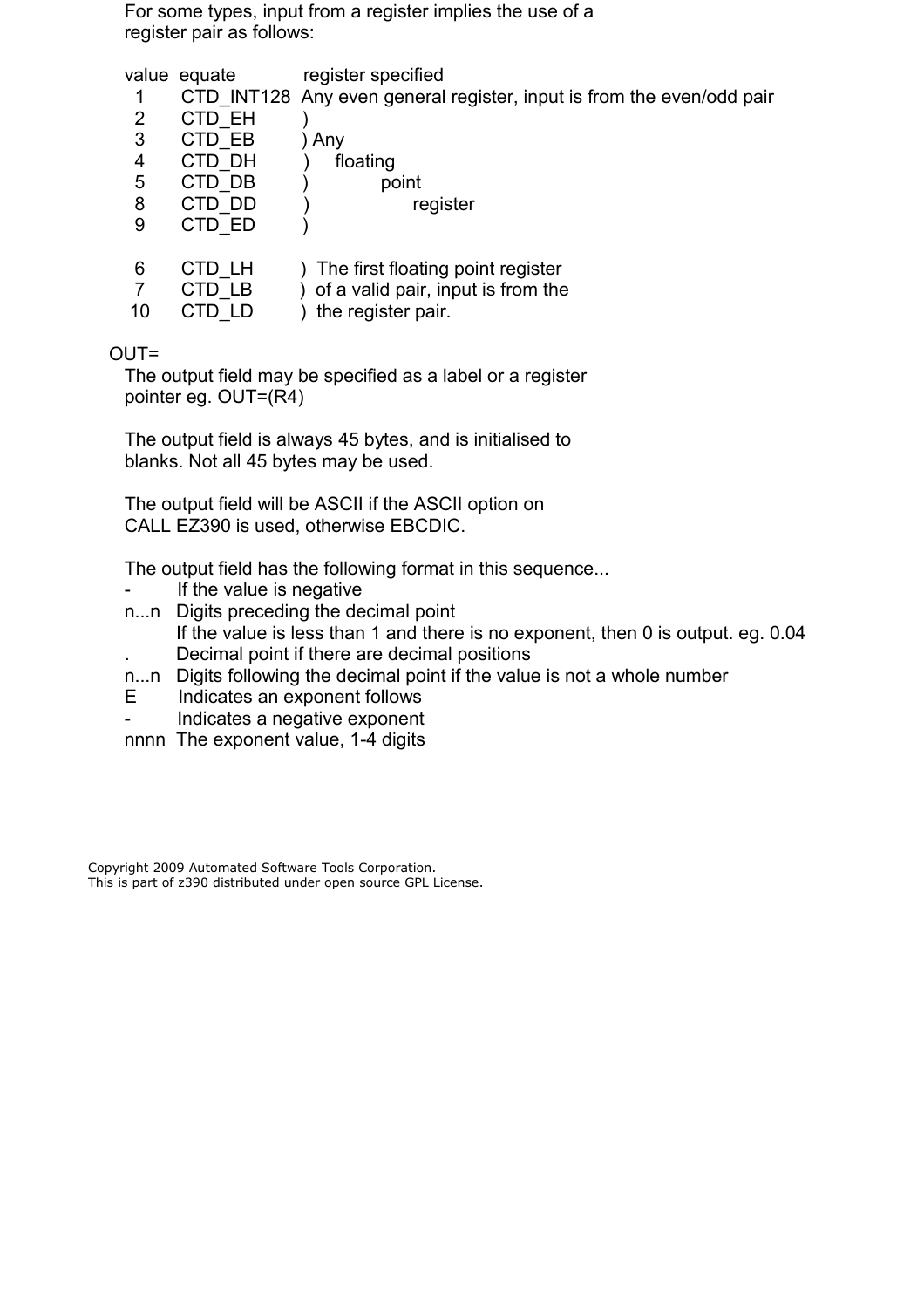For some types, input from a register implies the use of a register pair as follows:

| value | equate | register specified |
|---|---|---|
| 1 | CTD_INT128 | Any even general register, input is from the even/odd pair |
| 2 | CTD_EH | ) |
| 3 | CTD_EB | ) Any |
| 4 | CTD_DH | ) floating |
| 5 | CTD_DB | ) point |
| 8 | CTD_DD | ) register |
| 9 | CTD_ED | ) |
| 6 | CTD_LH | ) The first floating point register |
| 7 | CTD_LB | ) of a valid pair, input is from the |
| 10 | CTD_LD | ) the register pair. |

OUT=

The output field may be specified as a label or a register pointer eg. OUT=(R4)

The output field is always 45 bytes, and is initialised to blanks. Not all 45 bytes may be used.

The output field will be ASCII if the ASCII option on CALL EZ390 is used, otherwise EBCDIC.

The output field has the following format in this sequence...

- `-` If the value is negative
- `n...n` Digits preceding the decimal point
  If the value is less than 1 and there is no exponent, then 0 is output. eg. 0.04
- `.` Decimal point if there are decimal positions
- `n...n` Digits following the decimal point if the value is not a whole number
- `E` Indicates an exponent follows
- `-` Indicates a negative exponent
- `nnnn` The exponent value, 1-4 digits

Copyright 2009 Automated Software Tools Corporation.
This is part of z390 distributed under open source GPL License.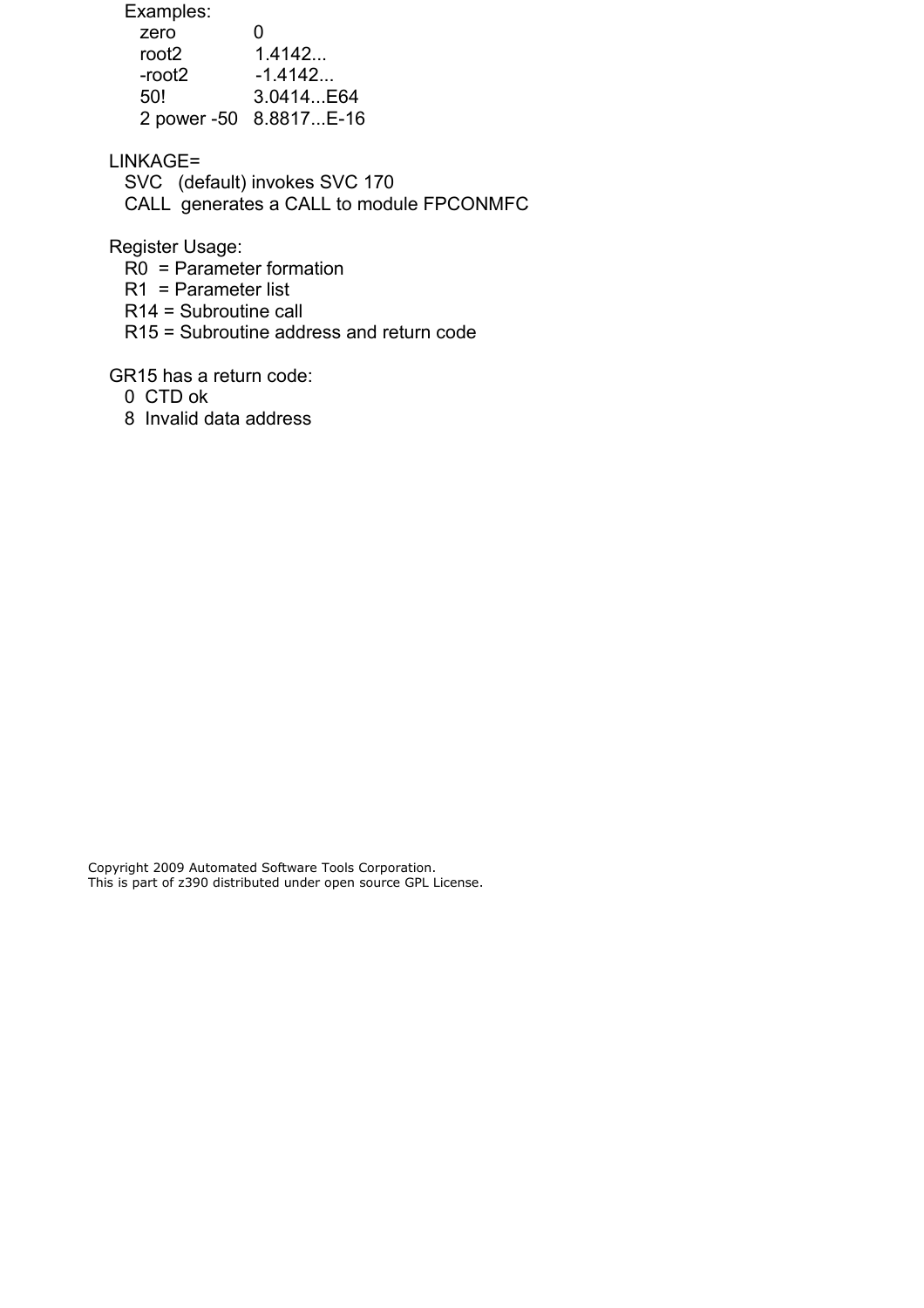Examples:

| | |
|---|---|
| zero | 0 |
| root2 | 1.4142... |
| -root2 | -1.4142... |
| 50! | 3.0414...E64 |
| 2 power -50 | 8.8817...E-16 |

LINKAGE=

- SVC (default) invokes SVC 170
- CALL generates a CALL to module FPCONMFC

Register Usage:

- R0 = Parameter formation
- R1 = Parameter list
- R14 = Subroutine call
- R15 = Subroutine address and return code

GR15 has a return code:

- 0 CTD ok
- 8 Invalid data address

Copyright 2009 Automated Software Tools Corporation.
This is part of z390 distributed under open source GPL License.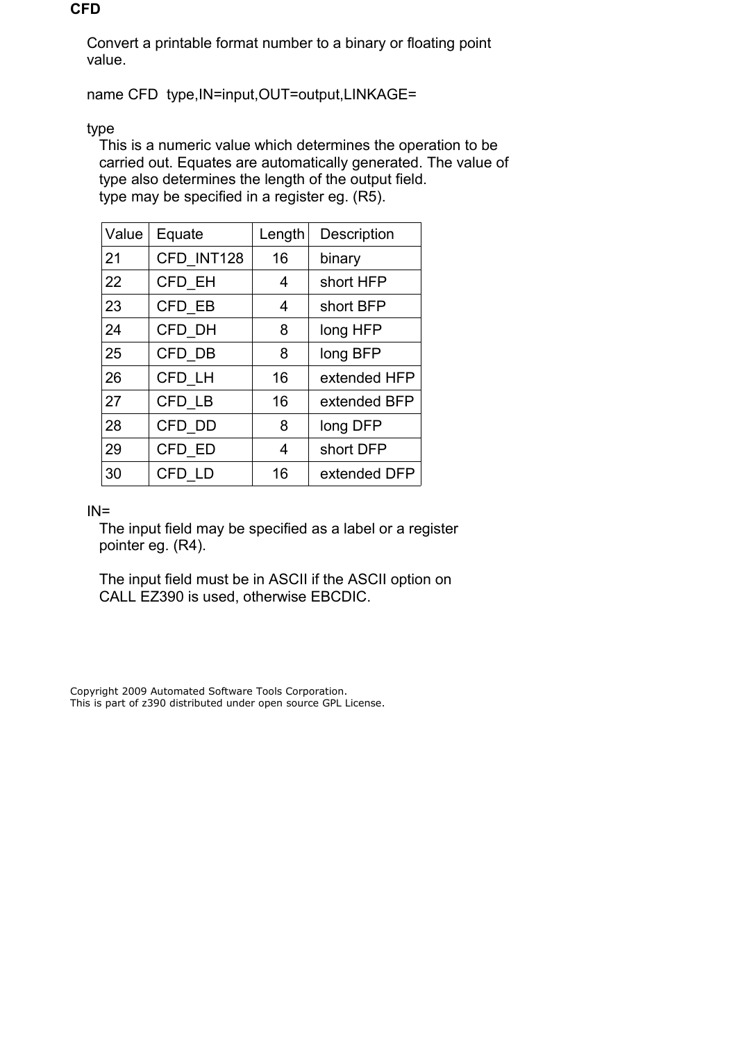## CFD

Convert a printable format number to a binary or floating point value.

name CFD  type,IN=input,OUT=output,LINKAGE=

type

This is a numeric value which determines the operation to be carried out. Equates are automatically generated. The value of type also determines the length of the output field.
type may be specified in a register eg. (R5).

| Value | Equate | Length | Description |
|---|---|---|---|
| 21 | CFD_INT128 | 16 | binary |
| 22 | CFD_EH | 4 | short HFP |
| 23 | CFD_EB | 4 | short BFP |
| 24 | CFD_DH | 8 | long HFP |
| 25 | CFD_DB | 8 | long BFP |
| 26 | CFD_LH | 16 | extended HFP |
| 27 | CFD_LB | 16 | extended BFP |
| 28 | CFD_DD | 8 | long DFP |
| 29 | CFD_ED | 4 | short DFP |
| 30 | CFD_LD | 16 | extended DFP |

IN=

The input field may be specified as a label or a register pointer eg. (R4).

The input field must be in ASCII if the ASCII option on CALL EZ390 is used, otherwise EBCDIC.

Copyright 2009 Automated Software Tools Corporation.
This is part of z390 distributed under open source GPL License.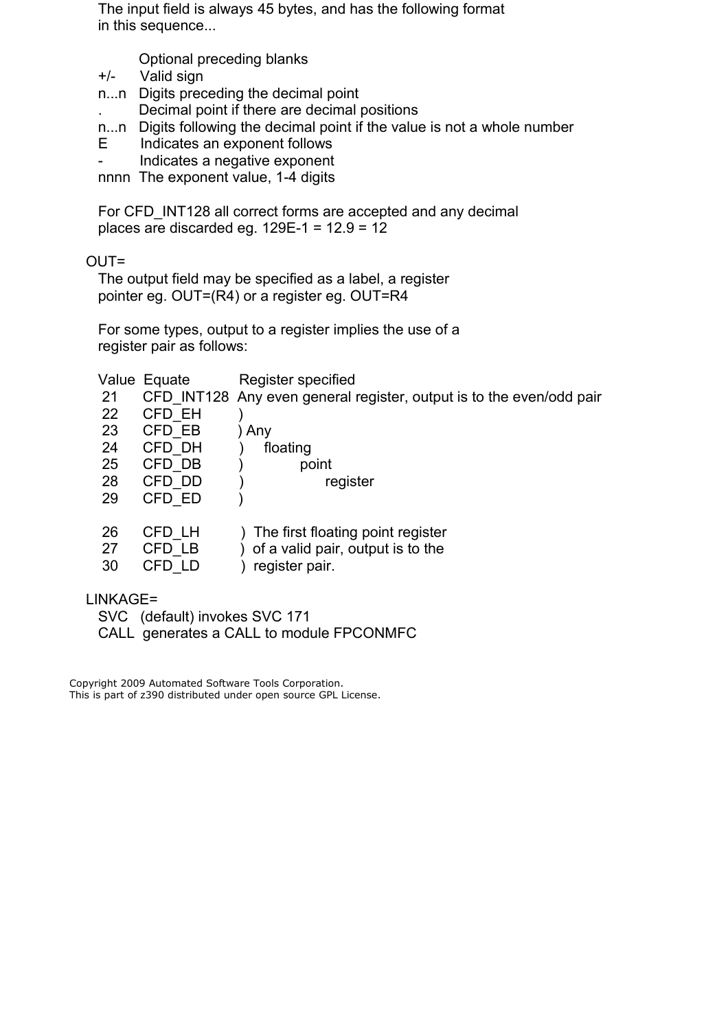The input field is always 45 bytes, and has the following format in this sequence...

| | |
|---|---|
| | Optional preceding blanks |
| +/- | Valid sign |
| n...n | Digits preceding the decimal point |
| . | Decimal point if there are decimal positions |
| n...n | Digits following the decimal point if the value is not a whole number |
| E | Indicates an exponent follows |
| - | Indicates a negative exponent |
| nnnn | The exponent value, 1-4 digits |

For CFD_INT128 all correct forms are accepted and any decimal places are discarded eg. 129E-1 = 12.9 = 12

OUT=

The output field may be specified as a label, a register pointer eg. OUT=(R4) or a register eg. OUT=R4

For some types, output to a register implies the use of a register pair as follows:

| Value | Equate | Register specified |
|---|---|---|
| 21 | CFD_INT128 | Any even general register, output is to the even/odd pair |
| 22 | CFD_EH | Any floating point register |
| 23 | CFD_EB | |
| 24 | CFD_DH | |
| 25 | CFD_DB | |
| 28 | CFD_DD | |
| 29 | CFD_ED | |
| 26 | CFD_LH | The first floating point register of a valid pair, output is to the register pair. |
| 27 | CFD_LB | |
| 30 | CFD_LD | |

LINKAGE=

SVC (default) invokes SVC 171
CALL generates a CALL to module FPCONMFC

Copyright 2009 Automated Software Tools Corporation.
This is part of z390 distributed under open source GPL License.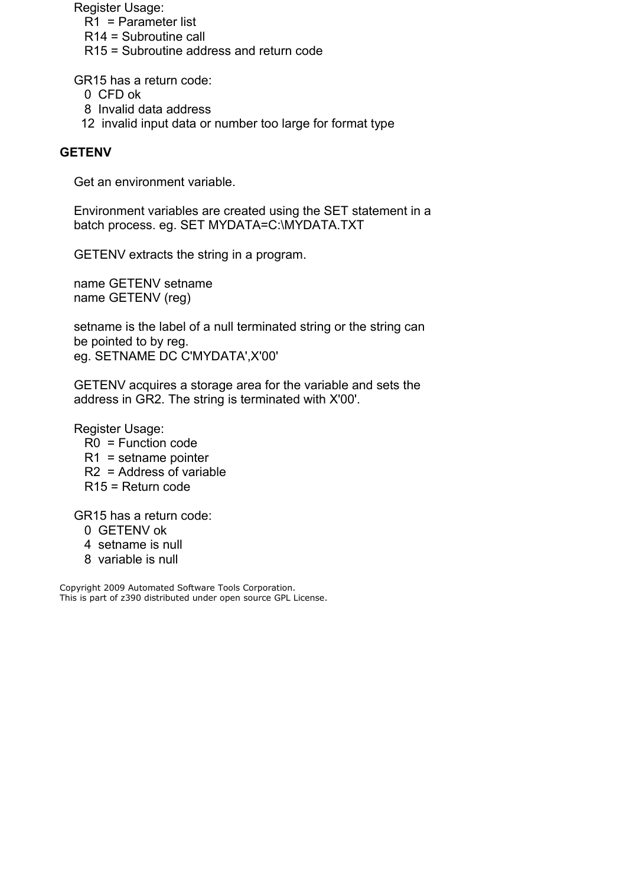Register Usage:
- R1 = Parameter list
- R14 = Subroutine call
- R15 = Subroutine address and return code

GR15 has a return code:
- 0 CFD ok
- 8 Invalid data address
- 12 invalid input data or number too large for format type

## GETENV

Get an environment variable.

Environment variables are created using the SET statement in a batch process. eg. SET MYDATA=C:\MYDATA.TXT

GETENV extracts the string in a program.

```
name GETENV setname
name GETENV (reg)
```

setname is the label of a null terminated string or the string can be pointed to by reg.
eg. SETNAME DC C'MYDATA',X'00'

GETENV acquires a storage area for the variable and sets the address in GR2. The string is terminated with X'00'.

Register Usage:
- R0 = Function code
- R1 = setname pointer
- R2 = Address of variable
- R15 = Return code

GR15 has a return code:
- 0 GETENV ok
- 4 setname is null
- 8 variable is null

Copyright 2009 Automated Software Tools Corporation.
This is part of z390 distributed under open source GPL License.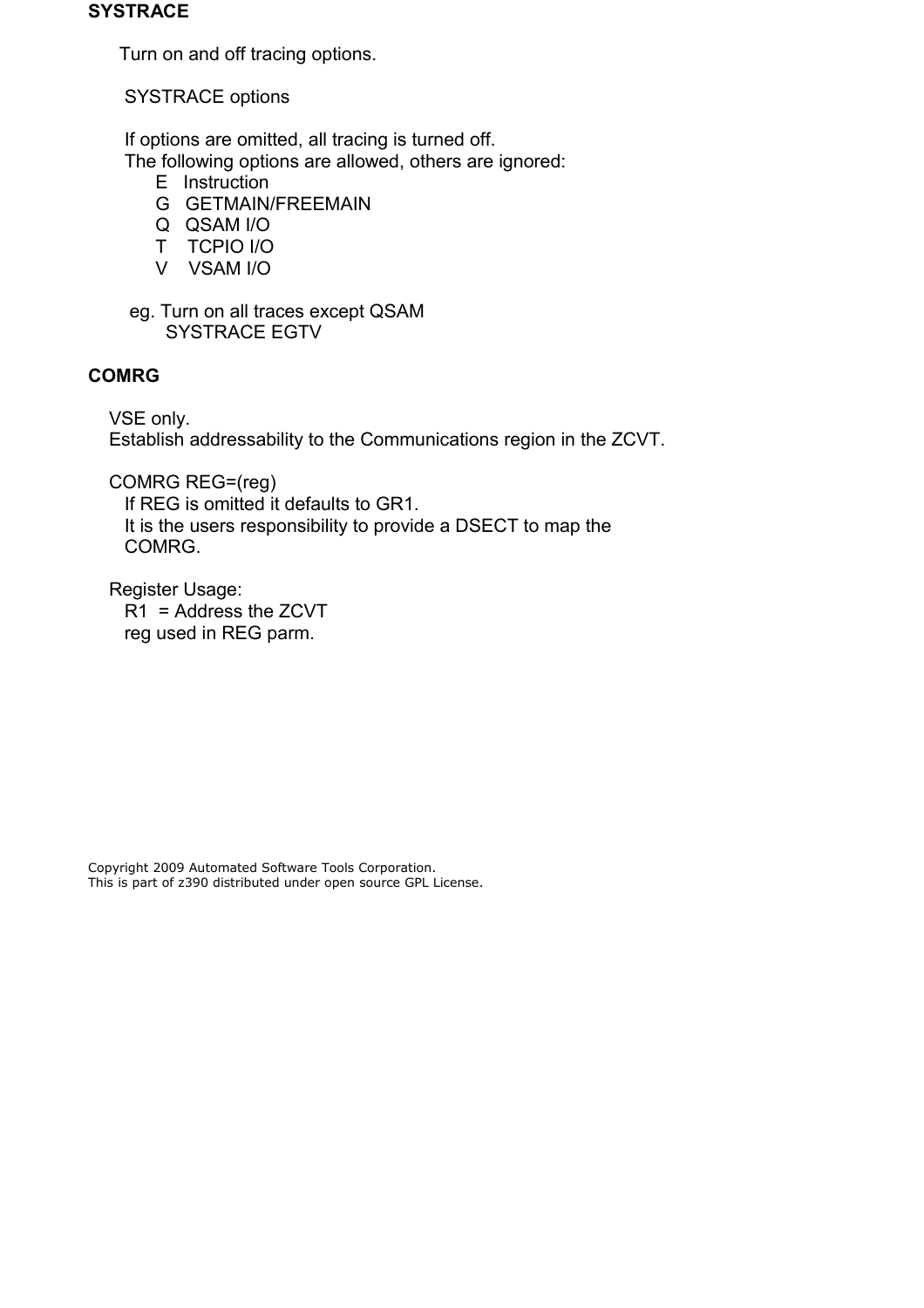**SYSTRACE**

Turn on and off tracing options.

SYSTRACE options

If options are omitted, all tracing is turned off.
The following options are allowed, others are ignored:

- E   Instruction
- G   GETMAIN/FREEMAIN
- Q   QSAM I/O
- T   TCPIO I/O
- V   VSAM I/O

eg. Turn on all traces except QSAM

```
SYSTRACE EGTV
```

**COMRG**

VSE only.
Establish addressability to the Communications region in the ZCVT.

COMRG REG=(reg)
If REG is omitted it defaults to GR1.
It is the users responsibility to provide a DSECT to map the COMRG.

Register Usage:
R1  = Address the ZCVT
reg used in REG parm.

Copyright 2009 Automated Software Tools Corporation.
This is part of z390 distributed under open source GPL License.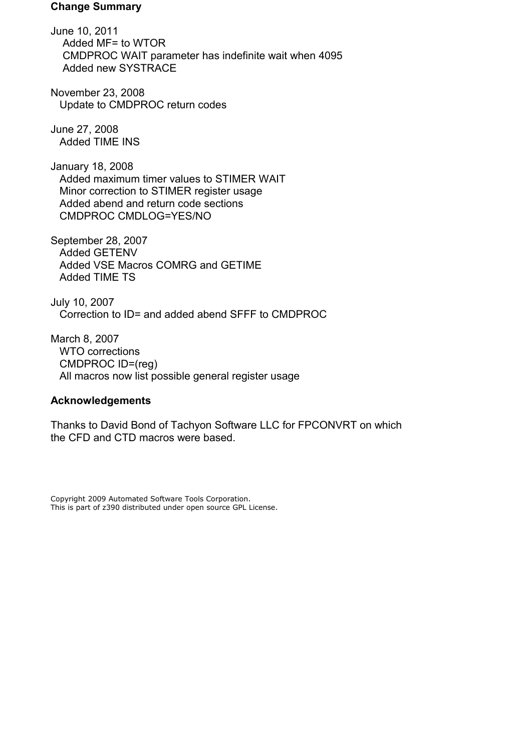**Change Summary**

June 10, 2011
  Added MF= to WTOR
  CMDPROC WAIT parameter has indefinite wait when 4095
  Added new SYSTRACE

November 23, 2008
  Update to CMDPROC return codes

June 27, 2008
  Added TIME INS

January 18, 2008
  Added maximum timer values to STIMER WAIT
  Minor correction to STIMER register usage
  Added abend and return code sections
  CMDPROC CMDLOG=YES/NO

September 28, 2007
  Added GETENV
  Added VSE Macros COMRG and GETIME
  Added TIME TS

July 10, 2007
  Correction to ID= and added abend SFFF to CMDPROC

March 8, 2007
  WTO corrections
  CMDPROC ID=(reg)
  All macros now list possible general register usage

**Acknowledgements**

Thanks to David Bond of Tachyon Software LLC for FPCONVRT on which the CFD and CTD macros were based.

Copyright 2009 Automated Software Tools Corporation.
This is part of z390 distributed under open source GPL License.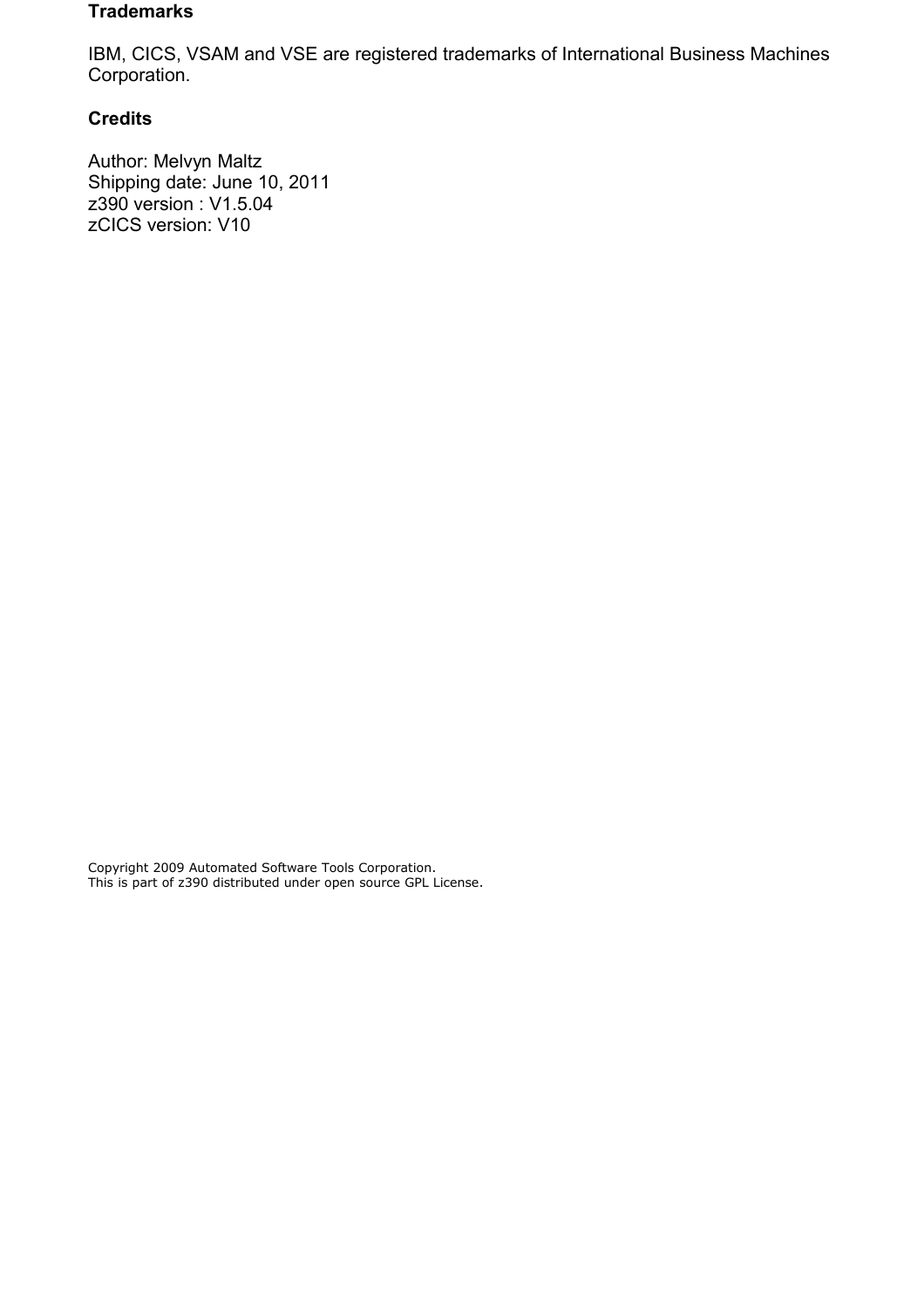**Trademarks**

IBM, CICS, VSAM and VSE are registered trademarks of International Business Machines Corporation.

**Credits**

Author: Melvyn Maltz
Shipping date: June 10, 2011
z390 version : V1.5.04
zCICS version: V10

Copyright 2009 Automated Software Tools Corporation.
This is part of z390 distributed under open source GPL License.